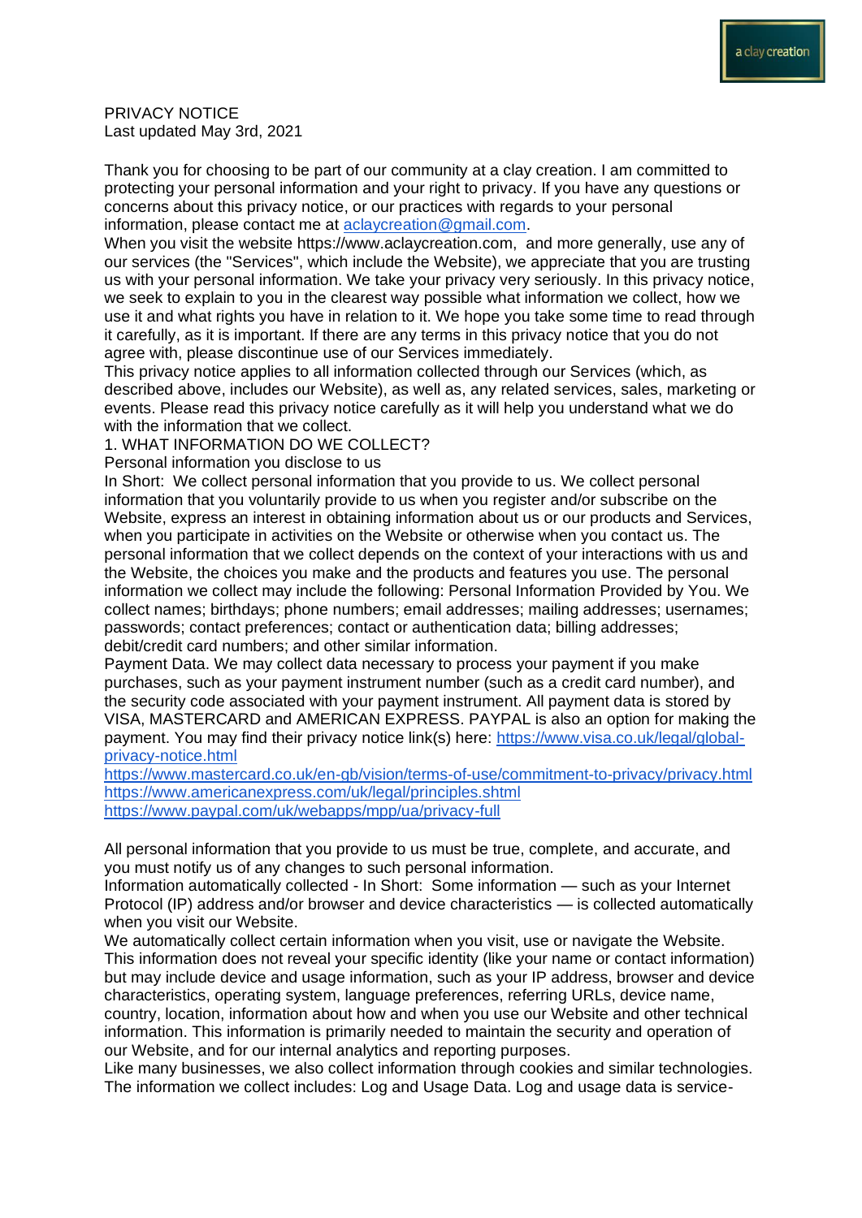PRIVACY NOTICE
Last updated May 3rd, 2021

Thank you for choosing to be part of our community at a clay creation. I am committed to protecting your personal information and your right to privacy. If you have any questions or concerns about this privacy notice, or our practices with regards to your personal information, please contact me at [aclaycreation@gmail.com](mailto:aclaycreation@gmail.com).
When you visit the website https://www.aclaycreation.com, and more generally, use any of our services (the "Services", which include the Website), we appreciate that you are trusting us with your personal information. We take your privacy very seriously. In this privacy notice, we seek to explain to you in the clearest way possible what information we collect, how we use it and what rights you have in relation to it. We hope you take some time to read through it carefully, as it is important. If there are any terms in this privacy notice that you do not agree with, please discontinue use of our Services immediately.
This privacy notice applies to all information collected through our Services (which, as described above, includes our Website), as well as, any related services, sales, marketing or events. Please read this privacy notice carefully as it will help you understand what we do with the information that we collect.
1. WHAT INFORMATION DO WE COLLECT?
Personal information you disclose to us
In Short: We collect personal information that you provide to us. We collect personal information that you voluntarily provide to us when you register and/or subscribe on the Website, express an interest in obtaining information about us or our products and Services, when you participate in activities on the Website or otherwise when you contact us. The personal information that we collect depends on the context of your interactions with us and the Website, the choices you make and the products and features you use. The personal information we collect may include the following: Personal Information Provided by You. We collect names; birthdays; phone numbers; email addresses; mailing addresses; usernames; passwords; contact preferences; contact or authentication data; billing addresses; debit/credit card numbers; and other similar information.
Payment Data. We may collect data necessary to process your payment if you make purchases, such as your payment instrument number (such as a credit card number), and the security code associated with your payment instrument. All payment data is stored by VISA, MASTERCARD and AMERICAN EXPRESS. PAYPAL is also an option for making the payment. You may find their privacy notice link(s) here: https://www.visa.co.uk/legal/global-privacy-notice.html
https://www.mastercard.co.uk/en-gb/vision/terms-of-use/commitment-to-privacy/privacy.html
https://www.americanexpress.com/uk/legal/principles.shtml
https://www.paypal.com/uk/webapps/mpp/ua/privacy-full

All personal information that you provide to us must be true, complete, and accurate, and you must notify us of any changes to such personal information.
Information automatically collected - In Short: Some information — such as your Internet Protocol (IP) address and/or browser and device characteristics — is collected automatically when you visit our Website.
We automatically collect certain information when you visit, use or navigate the Website. This information does not reveal your specific identity (like your name or contact information) but may include device and usage information, such as your IP address, browser and device characteristics, operating system, language preferences, referring URLs, device name, country, location, information about how and when you use our Website and other technical information. This information is primarily needed to maintain the security and operation of our Website, and for our internal analytics and reporting purposes.
Like many businesses, we also collect information through cookies and similar technologies. The information we collect includes: Log and Usage Data. Log and usage data is service-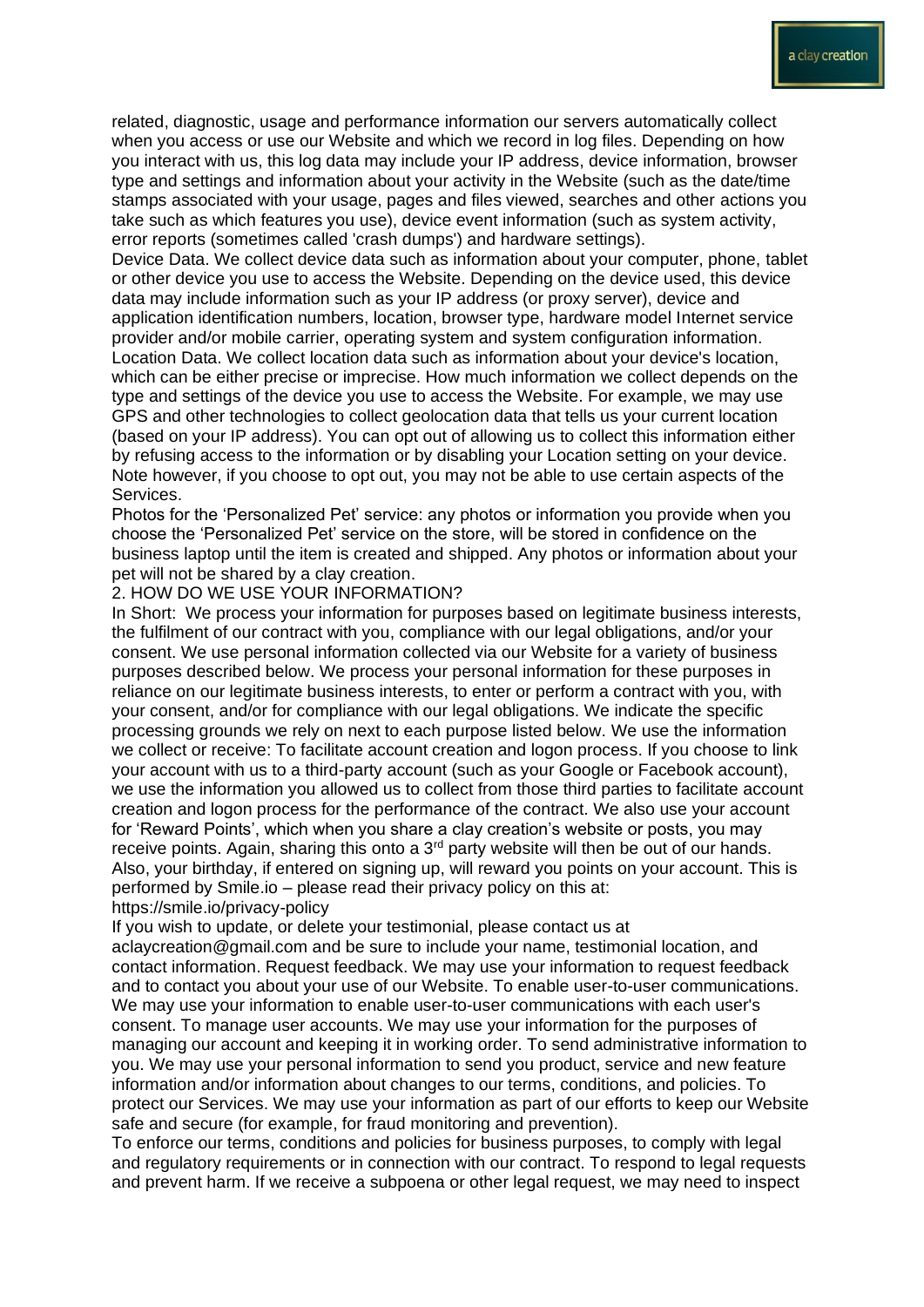related, diagnostic, usage and performance information our servers automatically collect when you access or use our Website and which we record in log files. Depending on how you interact with us, this log data may include your IP address, device information, browser type and settings and information about your activity in the Website (such as the date/time stamps associated with your usage, pages and files viewed, searches and other actions you take such as which features you use), device event information (such as system activity, error reports (sometimes called 'crash dumps') and hardware settings).

Device Data. We collect device data such as information about your computer, phone, tablet or other device you use to access the Website. Depending on the device used, this device data may include information such as your IP address (or proxy server), device and application identification numbers, location, browser type, hardware model Internet service provider and/or mobile carrier, operating system and system configuration information.

Location Data. We collect location data such as information about your device's location, which can be either precise or imprecise. How much information we collect depends on the type and settings of the device you use to access the Website. For example, we may use GPS and other technologies to collect geolocation data that tells us your current location (based on your IP address). You can opt out of allowing us to collect this information either by refusing access to the information or by disabling your Location setting on your device. Note however, if you choose to opt out, you may not be able to use certain aspects of the Services.

Photos for the 'Personalized Pet' service: any photos or information you provide when you choose the 'Personalized Pet' service on the store, will be stored in confidence on the business laptop until the item is created and shipped. Any photos or information about your pet will not be shared by a clay creation.

## 2. HOW DO WE USE YOUR INFORMATION?

In Short: We process your information for purposes based on legitimate business interests, the fulfilment of our contract with you, compliance with our legal obligations, and/or your consent. We use personal information collected via our Website for a variety of business purposes described below. We process your personal information for these purposes in reliance on our legitimate business interests, to enter or perform a contract with you, with your consent, and/or for compliance with our legal obligations. We indicate the specific processing grounds we rely on next to each purpose listed below. We use the information we collect or receive: To facilitate account creation and logon process. If you choose to link your account with us to a third-party account (such as your Google or Facebook account), we use the information you allowed us to collect from those third parties to facilitate account creation and logon process for the performance of the contract. We also use your account for 'Reward Points', which when you share a clay creation's website or posts, you may receive points. Again, sharing this onto a 3rd party website will then be out of our hands. Also, your birthday, if entered on signing up, will reward you points on your account. This is performed by Smile.io – please read their privacy policy on this at: https://smile.io/privacy-policy

If you wish to update, or delete your testimonial, please contact us at aclaycreation@gmail.com and be sure to include your name, testimonial location, and contact information. Request feedback. We may use your information to request feedback and to contact you about your use of our Website. To enable user-to-user communications. We may use your information to enable user-to-user communications with each user's consent. To manage user accounts. We may use your information for the purposes of managing our account and keeping it in working order. To send administrative information to you. We may use your personal information to send you product, service and new feature information and/or information about changes to our terms, conditions, and policies. To protect our Services. We may use your information as part of our efforts to keep our Website safe and secure (for example, for fraud monitoring and prevention).

To enforce our terms, conditions and policies for business purposes, to comply with legal and regulatory requirements or in connection with our contract. To respond to legal requests and prevent harm. If we receive a subpoena or other legal request, we may need to inspect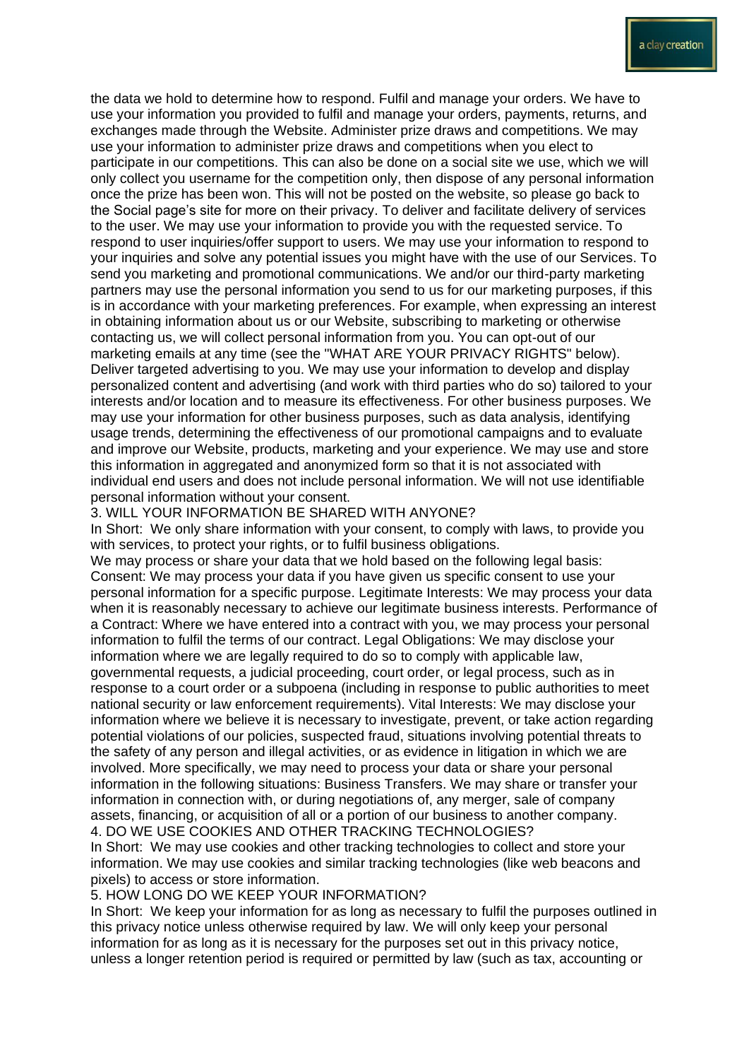the data we hold to determine how to respond. Fulfil and manage your orders. We have to use your information you provided to fulfil and manage your orders, payments, returns, and exchanges made through the Website. Administer prize draws and competitions. We may use your information to administer prize draws and competitions when you elect to participate in our competitions. This can also be done on a social site we use, which we will only collect you username for the competition only, then dispose of any personal information once the prize has been won. This will not be posted on the website, so please go back to the Social page's site for more on their privacy. To deliver and facilitate delivery of services to the user. We may use your information to provide you with the requested service. To respond to user inquiries/offer support to users. We may use your information to respond to your inquiries and solve any potential issues you might have with the use of our Services. To send you marketing and promotional communications. We and/or our third-party marketing partners may use the personal information you send to us for our marketing purposes, if this is in accordance with your marketing preferences. For example, when expressing an interest in obtaining information about us or our Website, subscribing to marketing or otherwise contacting us, we will collect personal information from you. You can opt-out of our marketing emails at any time (see the "WHAT ARE YOUR PRIVACY RIGHTS" below). Deliver targeted advertising to you. We may use your information to develop and display personalized content and advertising (and work with third parties who do so) tailored to your interests and/or location and to measure its effectiveness. For other business purposes. We may use your information for other business purposes, such as data analysis, identifying usage trends, determining the effectiveness of our promotional campaigns and to evaluate and improve our Website, products, marketing and your experience. We may use and store this information in aggregated and anonymized form so that it is not associated with individual end users and does not include personal information. We will not use identifiable personal information without your consent.

## 3. WILL YOUR INFORMATION BE SHARED WITH ANYONE?

In Short: We only share information with your consent, to comply with laws, to provide you with services, to protect your rights, or to fulfil business obligations.

We may process or share your data that we hold based on the following legal basis: Consent: We may process your data if you have given us specific consent to use your personal information for a specific purpose. Legitimate Interests: We may process your data when it is reasonably necessary to achieve our legitimate business interests. Performance of a Contract: Where we have entered into a contract with you, we may process your personal information to fulfil the terms of our contract. Legal Obligations: We may disclose your information where we are legally required to do so to comply with applicable law, governmental requests, a judicial proceeding, court order, or legal process, such as in response to a court order or a subpoena (including in response to public authorities to meet national security or law enforcement requirements). Vital Interests: We may disclose your information where we believe it is necessary to investigate, prevent, or take action regarding potential violations of our policies, suspected fraud, situations involving potential threats to the safety of any person and illegal activities, or as evidence in litigation in which we are involved. More specifically, we may need to process your data or share your personal information in the following situations: Business Transfers. We may share or transfer your information in connection with, or during negotiations of, any merger, sale of company assets, financing, or acquisition of all or a portion of our business to another company.

## 4. DO WE USE COOKIES AND OTHER TRACKING TECHNOLOGIES?

In Short: We may use cookies and other tracking technologies to collect and store your information. We may use cookies and similar tracking technologies (like web beacons and pixels) to access or store information.

## 5. HOW LONG DO WE KEEP YOUR INFORMATION?

In Short: We keep your information for as long as necessary to fulfil the purposes outlined in this privacy notice unless otherwise required by law. We will only keep your personal information for as long as it is necessary for the purposes set out in this privacy notice, unless a longer retention period is required or permitted by law (such as tax, accounting or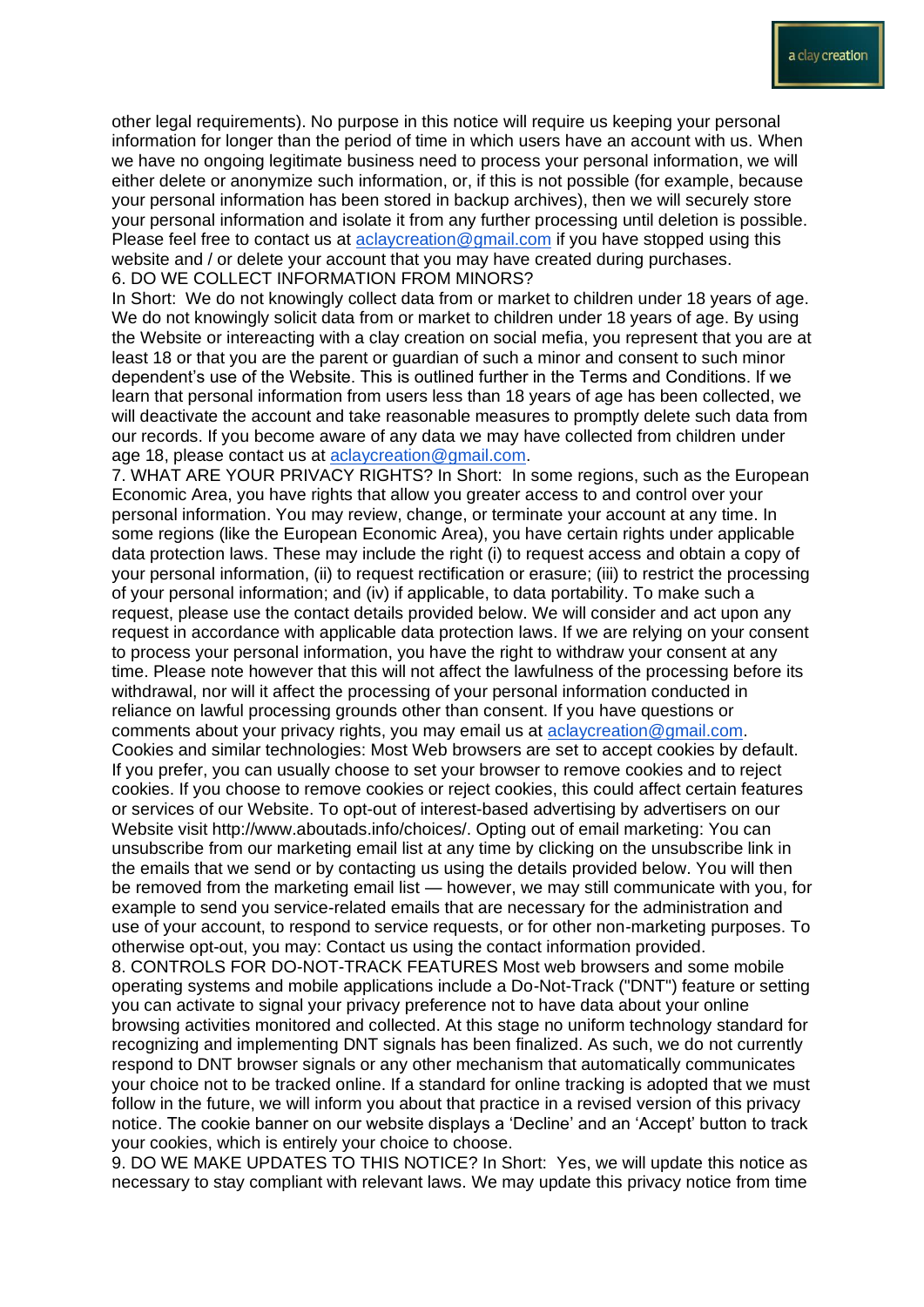other legal requirements). No purpose in this notice will require us keeping your personal information for longer than the period of time in which users have an account with us. When we have no ongoing legitimate business need to process your personal information, we will either delete or anonymize such information, or, if this is not possible (for example, because your personal information has been stored in backup archives), then we will securely store your personal information and isolate it from any further processing until deletion is possible. Please feel free to contact us at aclaycreation@gmail.com if you have stopped using this website and / or delete your account that you may have created during purchases.

6. DO WE COLLECT INFORMATION FROM MINORS?

In Short: We do not knowingly collect data from or market to children under 18 years of age. We do not knowingly solicit data from or market to children under 18 years of age. By using the Website or intereacting with a clay creation on social mefia, you represent that you are at least 18 or that you are the parent or guardian of such a minor and consent to such minor dependent's use of the Website. This is outlined further in the Terms and Conditions. If we learn that personal information from users less than 18 years of age has been collected, we will deactivate the account and take reasonable measures to promptly delete such data from our records. If you become aware of any data we may have collected from children under age 18, please contact us at aclaycreation@gmail.com.

7. WHAT ARE YOUR PRIVACY RIGHTS? In Short: In some regions, such as the European Economic Area, you have rights that allow you greater access to and control over your personal information. You may review, change, or terminate your account at any time. In some regions (like the European Economic Area), you have certain rights under applicable data protection laws. These may include the right (i) to request access and obtain a copy of your personal information, (ii) to request rectification or erasure; (iii) to restrict the processing of your personal information; and (iv) if applicable, to data portability. To make such a request, please use the contact details provided below. We will consider and act upon any request in accordance with applicable data protection laws. If we are relying on your consent to process your personal information, you have the right to withdraw your consent at any time. Please note however that this will not affect the lawfulness of the processing before its withdrawal, nor will it affect the processing of your personal information conducted in reliance on lawful processing grounds other than consent. If you have questions or comments about your privacy rights, you may email us at aclaycreation@gmail.com.
Cookies and similar technologies: Most Web browsers are set to accept cookies by default. If you prefer, you can usually choose to set your browser to remove cookies and to reject cookies. If you choose to remove cookies or reject cookies, this could affect certain features or services of our Website. To opt-out of interest-based advertising by advertisers on our Website visit http://www.aboutads.info/choices/. Opting out of email marketing: You can unsubscribe from our marketing email list at any time by clicking on the unsubscribe link in the emails that we send or by contacting us using the details provided below. You will then be removed from the marketing email list — however, we may still communicate with you, for example to send you service-related emails that are necessary for the administration and use of your account, to respond to service requests, or for other non-marketing purposes. To otherwise opt-out, you may: Contact us using the contact information provided.

8. CONTROLS FOR DO-NOT-TRACK FEATURES Most web browsers and some mobile operating systems and mobile applications include a Do-Not-Track ("DNT") feature or setting you can activate to signal your privacy preference not to have data about your online browsing activities monitored and collected. At this stage no uniform technology standard for recognizing and implementing DNT signals has been finalized. As such, we do not currently respond to DNT browser signals or any other mechanism that automatically communicates your choice not to be tracked online. If a standard for online tracking is adopted that we must follow in the future, we will inform you about that practice in a revised version of this privacy notice. The cookie banner on our website displays a 'Decline' and an 'Accept' button to track your cookies, which is entirely your choice to choose.

9. DO WE MAKE UPDATES TO THIS NOTICE? In Short: Yes, we will update this notice as necessary to stay compliant with relevant laws. We may update this privacy notice from time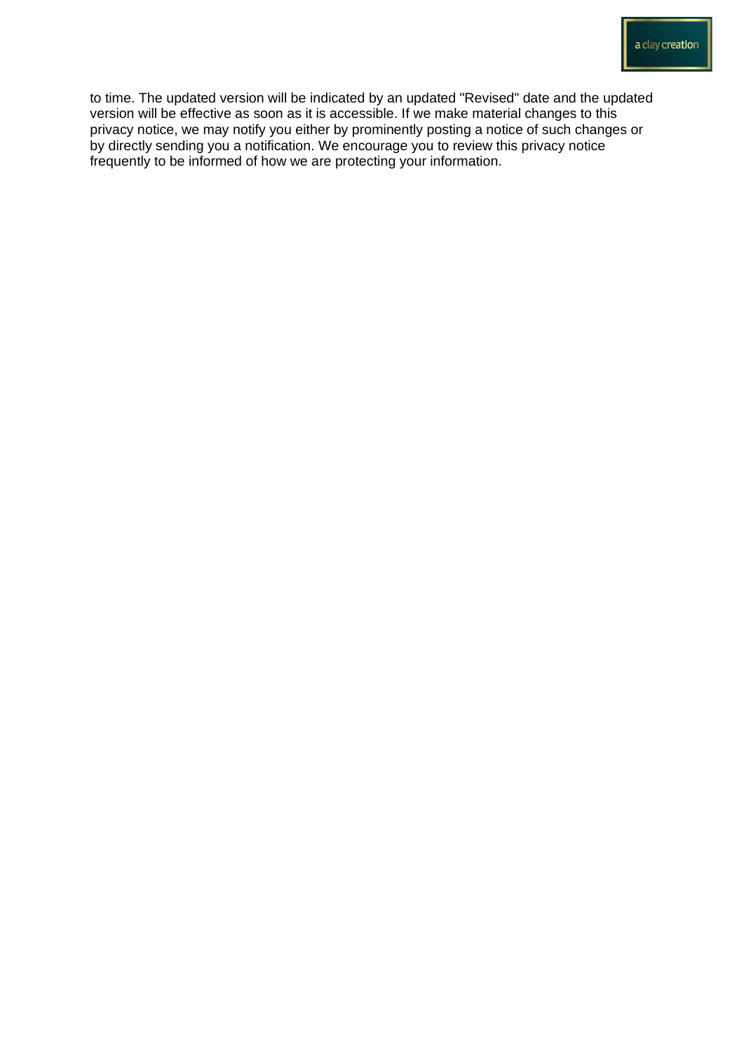to time. The updated version will be indicated by an updated "Revised" date and the updated version will be effective as soon as it is accessible. If we make material changes to this privacy notice, we may notify you either by prominently posting a notice of such changes or by directly sending you a notification. We encourage you to review this privacy notice frequently to be informed of how we are protecting your information.